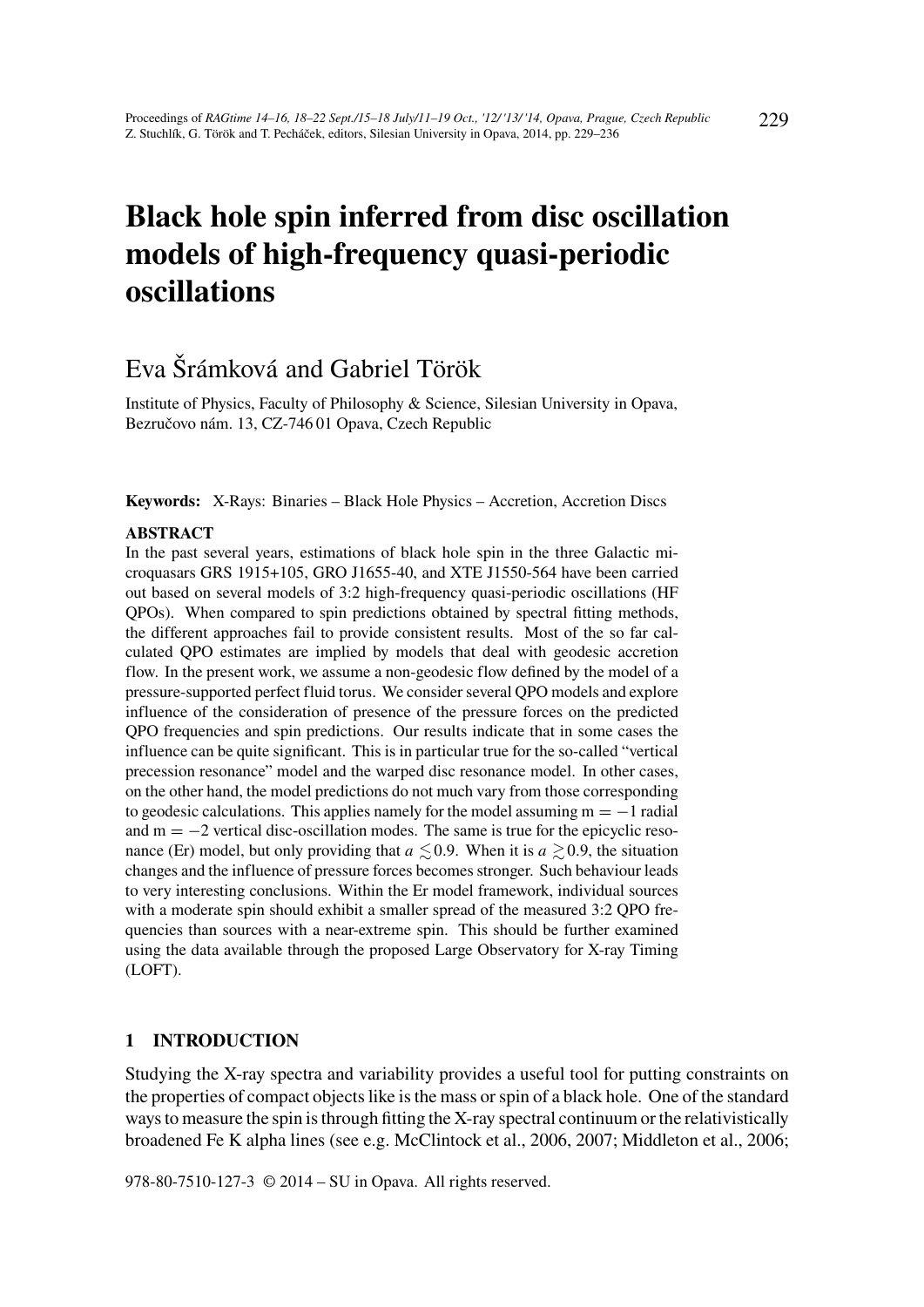# Black hole spin inferred from disc oscillation models of high-frequency quasi-periodic oscillations

Eva Šrámková and Gabriel Török

Institute of Physics, Faculty of Philosophy & Science, Silesian University in Opava, Bezručovo nám. 13, CZ-746 01 Opava, Czech Republic

**Keywords:** X-Rays: Binaries – Black Hole Physics – Accretion, Accretion Discs

**ABSTRACT**

In the past several years, estimations of black hole spin in the three Galactic microquasars GRS 1915+105, GRO J1655-40, and XTE J1550-564 have been carried out based on several models of 3:2 high-frequency quasi-periodic oscillations (HF QPOs). When compared to spin predictions obtained by spectral fitting methods, the different approaches fail to provide consistent results. Most of the so far calculated QPO estimates are implied by models that deal with geodesic accretion flow. In the present work, we assume a non-geodesic flow defined by the model of a pressure-supported perfect fluid torus. We consider several QPO models and explore influence of the consideration of presence of the pressure forces on the predicted QPO frequencies and spin predictions. Our results indicate that in some cases the influence can be quite significant. This is in particular true for the so-called "vertical precession resonance" model and the warped disc resonance model. In other cases, on the other hand, the model predictions do not much vary from those corresponding to geodesic calculations. This applies namely for the model assuming $m = -1$ radial and $m = -2$ vertical disc-oscillation modes. The same is true for the epicyclic resonance (Er) model, but only providing that $a \lesssim 0.9$. When it is $a \gtrsim 0.9$, the situation changes and the influence of pressure forces becomes stronger. Such behaviour leads to very interesting conclusions. Within the Er model framework, individual sources with a moderate spin should exhibit a smaller spread of the measured 3:2 QPO frequencies than sources with a near-extreme spin. This should be further examined using the data available through the proposed Large Observatory for X-ray Timing (LOFT).

## 1 INTRODUCTION

Studying the X-ray spectra and variability provides a useful tool for putting constraints on the properties of compact objects like is the mass or spin of a black hole. One of the standard ways to measure the spin is through fitting the X-ray spectral continuum or the relativistically broadened Fe K alpha lines (see e.g. McClintock et al., 2006, 2007; Middleton et al., 2006;

978-80-7510-127-3 © 2014 – SU in Opava. All rights reserved.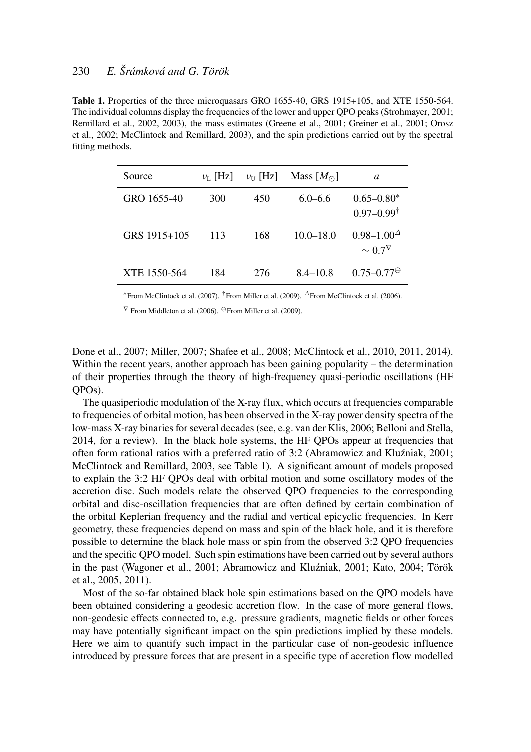**Table 1.** Properties of the three microquasars GRO 1655-40, GRS 1915+105, and XTE 1550-564. The individual columns display the frequencies of the lower and upper QPO peaks (Strohmayer, 2001; Remillard et al., 2002, 2003), the mass estimates (Greene et al., 2001; Greiner et al., 2001; Orosz et al., 2002; McClintock and Remillard, 2003), and the spin predictions carried out by the spectral fitting methods.

| Source | $\nu_{\mathrm{L}}$ [Hz] | $\nu_{\mathrm{U}}$ [Hz] | Mass [$M_{\odot}$] | $a$ |
|---|---|---|---|---|
| GRO 1655-40 | 300 | 450 | 6.0–6.6 | 0.65–0.80* <br> 0.97–0.99[†] |
| GRS 1915+105 | 113 | 168 | 10.0–18.0 | 0.98–1.00[Δ] <br> $\sim 0.7$[∇] |
| XTE 1550-564 | 184 | 276 | 8.4–10.8 | 0.75–0.77[⊖] |

*From McClintock et al. (2007). [†]From Miller et al. (2009). [Δ]From McClintock et al. (2006).

[∇] From Middleton et al. (2006). [⊖]From Miller et al. (2009).

Done et al., 2007; Miller, 2007; Shafee et al., 2008; McClintock et al., 2010, 2011, 2014). Within the recent years, another approach has been gaining popularity – the determination of their properties through the theory of high-frequency quasi-periodic oscillations (HF QPOs).

The quasiperiodic modulation of the X-ray flux, which occurs at frequencies comparable to frequencies of orbital motion, has been observed in the X-ray power density spectra of the low-mass X-ray binaries for several decades (see, e.g. van der Klis, 2006; Belloni and Stella, 2014, for a review). In the black hole systems, the HF QPOs appear at frequencies that often form rational ratios with a preferred ratio of 3:2 (Abramowicz and Kluźniak, 2001; McClintock and Remillard, 2003, see Table 1). A significant amount of models proposed to explain the 3:2 HF QPOs deal with orbital motion and some oscillatory modes of the accretion disc. Such models relate the observed QPO frequencies to the corresponding orbital and disc-oscillation frequencies that are often defined by certain combination of the orbital Keplerian frequency and the radial and vertical epicyclic frequencies. In Kerr geometry, these frequencies depend on mass and spin of the black hole, and it is therefore possible to determine the black hole mass or spin from the observed 3:2 QPO frequencies and the specific QPO model. Such spin estimations have been carried out by several authors in the past (Wagoner et al., 2001; Abramowicz and Kluźniak, 2001; Kato, 2004; Török et al., 2005, 2011).

Most of the so-far obtained black hole spin estimations based on the QPO models have been obtained considering a geodesic accretion flow. In the case of more general flows, non-geodesic effects connected to, e.g. pressure gradients, magnetic fields or other forces may have potentially significant impact on the spin predictions implied by these models. Here we aim to quantify such impact in the particular case of non-geodesic influence introduced by pressure forces that are present in a specific type of accretion flow modelled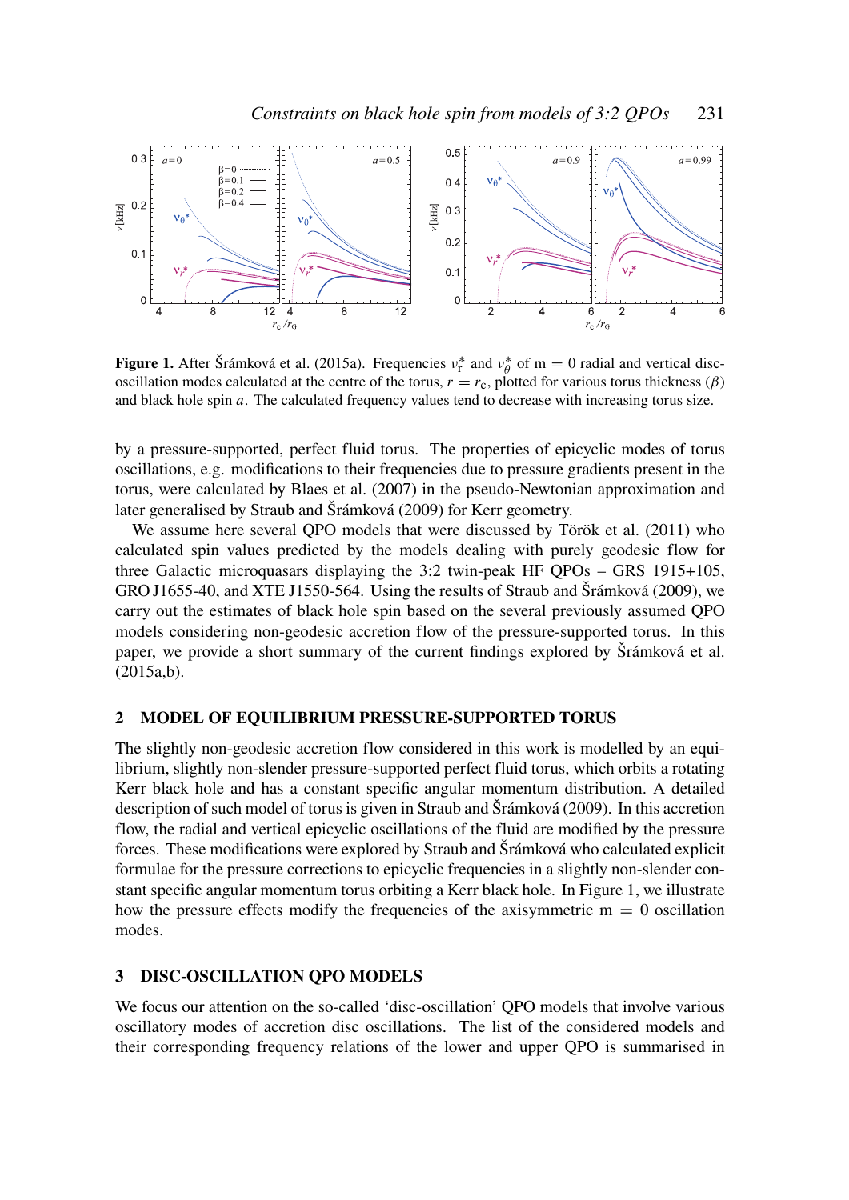**Figure 1.** After Šrámková et al. (2015a). Frequencies $\nu_r^*$ and $\nu_\theta^*$ of m = 0 radial and vertical disc-oscillation modes calculated at the centre of the torus, $r = r_c$, plotted for various torus thickness ($\beta$) and black hole spin $a$. The calculated frequency values tend to decrease with increasing torus size.

by a pressure-supported, perfect fluid torus. The properties of epicyclic modes of torus oscillations, e.g. modifications to their frequencies due to pressure gradients present in the torus, were calculated by Blaes et al. (2007) in the pseudo-Newtonian approximation and later generalised by Straub and Šrámková (2009) for Kerr geometry.

We assume here several QPO models that were discussed by Török et al. (2011) who calculated spin values predicted by the models dealing with purely geodesic flow for three Galactic microquasars displaying the 3:2 twin-peak HF QPOs – GRS 1915+105, GRO J1655-40, and XTE J1550-564. Using the results of Straub and Šrámková (2009), we carry out the estimates of black hole spin based on the several previously assumed QPO models considering non-geodesic accretion flow of the pressure-supported torus. In this paper, we provide a short summary of the current findings explored by Šrámková et al. (2015a,b).

## 2 MODEL OF EQUILIBRIUM PRESSURE-SUPPORTED TORUS

The slightly non-geodesic accretion flow considered in this work is modelled by an equilibrium, slightly non-slender pressure-supported perfect fluid torus, which orbits a rotating Kerr black hole and has a constant specific angular momentum distribution. A detailed description of such model of torus is given in Straub and Šrámková (2009). In this accretion flow, the radial and vertical epicyclic oscillations of the fluid are modified by the pressure forces. These modifications were explored by Straub and Šrámková who calculated explicit formulae for the pressure corrections to epicyclic frequencies in a slightly non-slender constant specific angular momentum torus orbiting a Kerr black hole. In Figure 1, we illustrate how the pressure effects modify the frequencies of the axisymmetric m = 0 oscillation modes.

## 3 DISC-OSCILLATION QPO MODELS

We focus our attention on the so-called 'disc-oscillation' QPO models that involve various oscillatory modes of accretion disc oscillations. The list of the considered models and their corresponding frequency relations of the lower and upper QPO is summarised in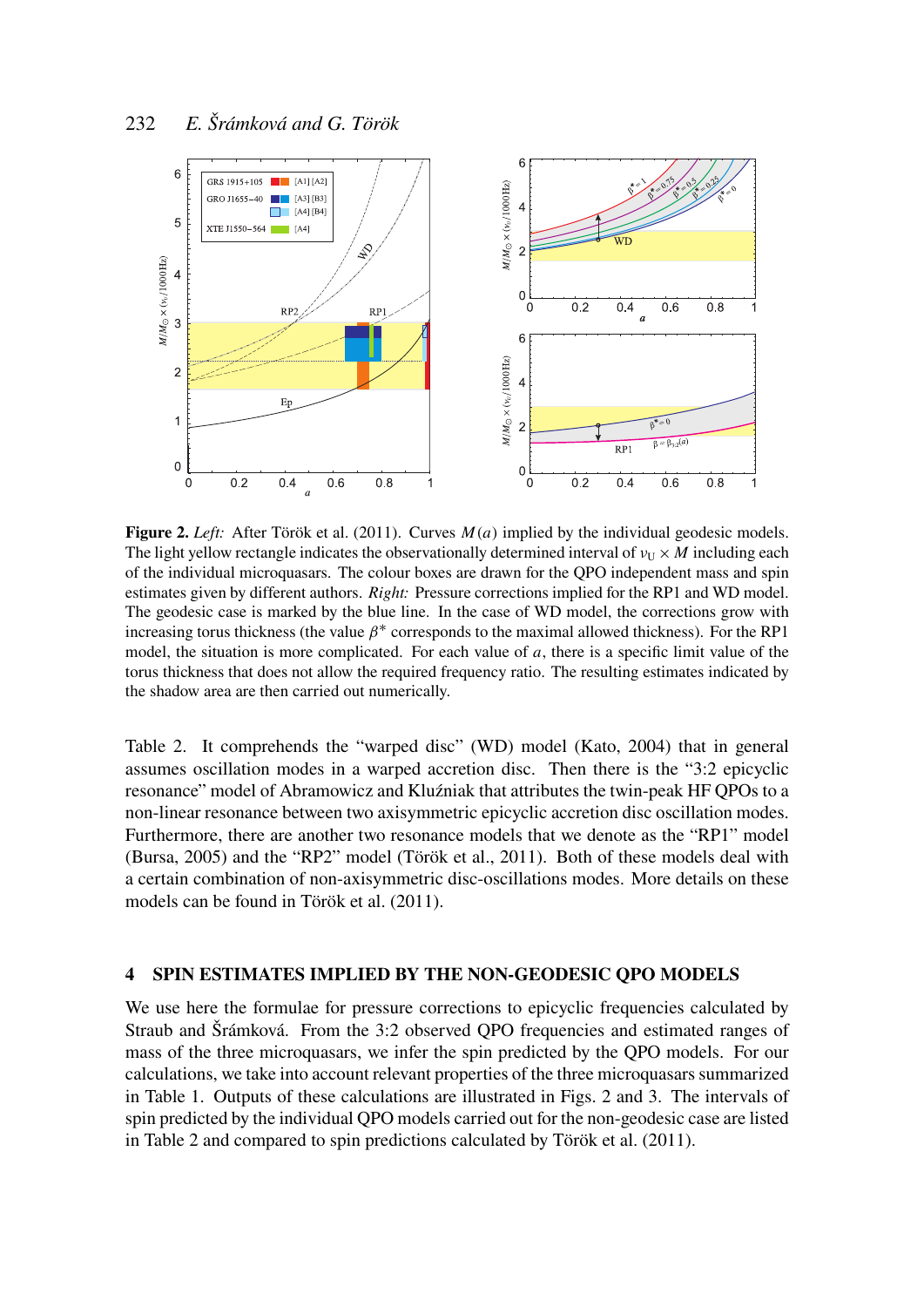**Figure 2.** *Left:* After Török et al. (2011). Curves $M(a)$ implied by the individual geodesic models. The light yellow rectangle indicates the observationally determined interval of $\nu_U \times M$ including each of the individual microquasars. The colour boxes are drawn for the QPO independent mass and spin estimates given by different authors. *Right:* Pressure corrections implied for the RP1 and WD model. The geodesic case is marked by the blue line. In the case of WD model, the corrections grow with increasing torus thickness (the value $\beta^*$ corresponds to the maximal allowed thickness). For the RP1 model, the situation is more complicated. For each value of $a$, there is a specific limit value of the torus thickness that does not allow the required frequency ratio. The resulting estimates indicated by the shadow area are then carried out numerically.

Table 2. It comprehends the "warped disc" (WD) model (Kato, 2004) that in general assumes oscillation modes in a warped accretion disc. Then there is the "3:2 epicyclic resonance" model of Abramowicz and Kluźniak that attributes the twin-peak HF QPOs to a non-linear resonance between two axisymmetric epicyclic accretion disc oscillation modes. Furthermore, there are another two resonance models that we denote as the "RP1" model (Bursa, 2005) and the "RP2" model (Török et al., 2011). Both of these models deal with a certain combination of non-axisymmetric disc-oscillations modes. More details on these models can be found in Török et al. (2011).

## 4 SPIN ESTIMATES IMPLIED BY THE NON-GEODESIC QPO MODELS

We use here the formulae for pressure corrections to epicyclic frequencies calculated by Straub and Šrámková. From the 3:2 observed QPO frequencies and estimated ranges of mass of the three microquasars, we infer the spin predicted by the QPO models. For our calculations, we take into account relevant properties of the three microquasars summarized in Table 1. Outputs of these calculations are illustrated in Figs. 2 and 3. The intervals of spin predicted by the individual QPO models carried out for the non-geodesic case are listed in Table 2 and compared to spin predictions calculated by Török et al. (2011).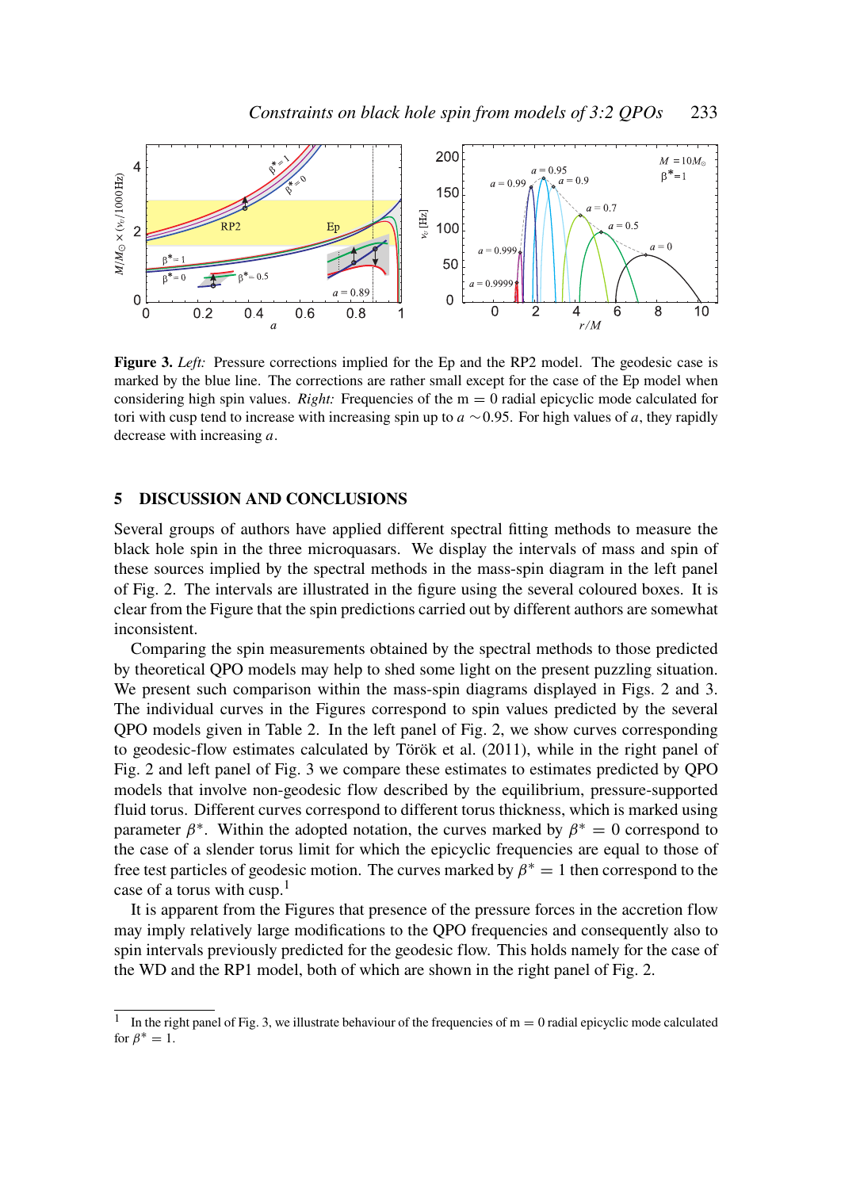**Figure 3.** *Left:* Pressure corrections implied for the Ep and the RP2 model. The geodesic case is marked by the blue line. The corrections are rather small except for the case of the Ep model when considering high spin values. *Right:* Frequencies of the m = 0 radial epicyclic mode calculated for tori with cusp tend to increase with increasing spin up to $a \sim 0.95$. For high values of $a$, they rapidly decrease with increasing $a$.

## 5 DISCUSSION AND CONCLUSIONS

Several groups of authors have applied different spectral fitting methods to measure the black hole spin in the three microquasars. We display the intervals of mass and spin of these sources implied by the spectral methods in the mass-spin diagram in the left panel of Fig. 2. The intervals are illustrated in the figure using the several coloured boxes. It is clear from the Figure that the spin predictions carried out by different authors are somewhat inconsistent.

Comparing the spin measurements obtained by the spectral methods to those predicted by theoretical QPO models may help to shed some light on the present puzzling situation. We present such comparison within the mass-spin diagrams displayed in Figs. 2 and 3. The individual curves in the Figures correspond to spin values predicted by the several QPO models given in Table 2. In the left panel of Fig. 2, we show curves corresponding to geodesic-flow estimates calculated by Török et al. (2011), while in the right panel of Fig. 2 and left panel of Fig. 3 we compare these estimates to estimates predicted by QPO models that involve non-geodesic flow described by the equilibrium, pressure-supported fluid torus. Different curves correspond to different torus thickness, which is marked using parameter $\beta^*$. Within the adopted notation, the curves marked by $\beta^* = 0$ correspond to the case of a slender torus limit for which the epicyclic frequencies are equal to those of free test particles of geodesic motion. The curves marked by $\beta^* = 1$ then correspond to the case of a torus with cusp.[1]

It is apparent from the Figures that presence of the pressure forces in the accretion flow may imply relatively large modifications to the QPO frequencies and consequently also to spin intervals previously predicted for the geodesic flow. This holds namely for the case of the WD and the RP1 model, both of which are shown in the right panel of Fig. 2.

---

[1] In the right panel of Fig. 3, we illustrate behaviour of the frequencies of m = 0 radial epicyclic mode calculated for $\beta^* = 1$.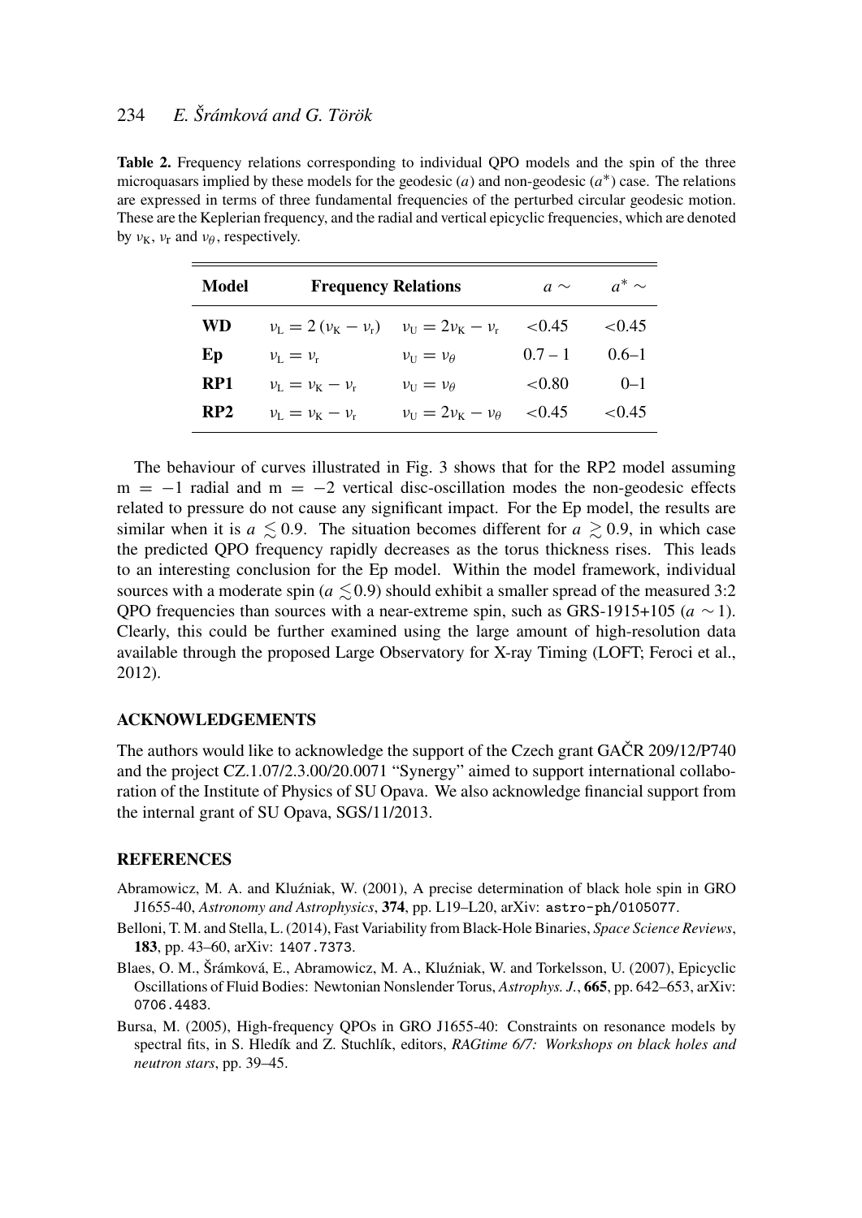**Table 2.** Frequency relations corresponding to individual QPO models and the spin of the three microquasars implied by these models for the geodesic ($a$) and non-geodesic ($a^*$) case. The relations are expressed in terms of three fundamental frequencies of the perturbed circular geodesic motion. These are the Keplerian frequency, and the radial and vertical epicyclic frequencies, which are denoted by $\nu_{\mathrm{K}}$, $\nu_{\mathrm{r}}$ and $\nu_{\theta}$, respectively.

| **Model** | **Frequency Relations** | | $a \sim$ | $a^* \sim$ |
|---|---|---|---|---|
| **WD** | $\nu_{\mathrm{L}} = 2\,(\nu_{\mathrm{K}} - \nu_{\mathrm{r}})$ | $\nu_{\mathrm{U}} = 2\nu_{\mathrm{K}} - \nu_{\mathrm{r}}$ | <0.45 | <0.45 |
| **Ep** | $\nu_{\mathrm{L}} = \nu_{\mathrm{r}}$ | $\nu_{\mathrm{U}} = \nu_{\theta}$ | 0.7 – 1 | 0.6–1 |
| **RP1** | $\nu_{\mathrm{L}} = \nu_{\mathrm{K}} - \nu_{\mathrm{r}}$ | $\nu_{\mathrm{U}} = \nu_{\theta}$ | <0.80 | 0–1 |
| **RP2** | $\nu_{\mathrm{L}} = \nu_{\mathrm{K}} - \nu_{\mathrm{r}}$ | $\nu_{\mathrm{U}} = 2\nu_{\mathrm{K}} - \nu_{\theta}$ | <0.45 | <0.45 |

The behaviour of curves illustrated in Fig. 3 shows that for the RP2 model assuming $\mathrm{m} = -1$ radial and $\mathrm{m} = -2$ vertical disc-oscillation modes the non-geodesic effects related to pressure do not cause any significant impact. For the Ep model, the results are similar when it is $a \lesssim 0.9$. The situation becomes different for $a \gtrsim 0.9$, in which case the predicted QPO frequency rapidly decreases as the torus thickness rises. This leads to an interesting conclusion for the Ep model. Within the model framework, individual sources with a moderate spin ($a \lesssim 0.9$) should exhibit a smaller spread of the measured 3:2 QPO frequencies than sources with a near-extreme spin, such as GRS-1915+105 ($a \sim 1$). Clearly, this could be further examined using the large amount of high-resolution data available through the proposed Large Observatory for X-ray Timing (LOFT; Feroci et al., 2012).

## ACKNOWLEDGEMENTS

The authors would like to acknowledge the support of the Czech grant GAČR 209/12/P740 and the project CZ.1.07/2.3.00/20.0071 "Synergy" aimed to support international collaboration of the Institute of Physics of SU Opava. We also acknowledge financial support from the internal grant of SU Opava, SGS/11/2013.

## REFERENCES

Abramowicz, M. A. and Kluźniak, W. (2001), A precise determination of black hole spin in GRO J1655-40, *Astronomy and Astrophysics*, **374**, pp. L19–L20, arXiv: `astro-ph/0105077`.

Belloni, T. M. and Stella, L. (2014), Fast Variability from Black-Hole Binaries, *Space Science Reviews*, **183**, pp. 43–60, arXiv: `1407.7373`.

Blaes, O. M., Šrámková, E., Abramowicz, M. A., Kluźniak, W. and Torkelsson, U. (2007), Epicyclic Oscillations of Fluid Bodies: Newtonian Nonslender Torus, *Astrophys. J.*, **665**, pp. 642–653, arXiv: `0706.4483`.

Bursa, M. (2005), High-frequency QPOs in GRO J1655-40: Constraints on resonance models by spectral fits, in S. Hledík and Z. Stuchlík, editors, *RAGtime 6/7: Workshops on black holes and neutron stars*, pp. 39–45.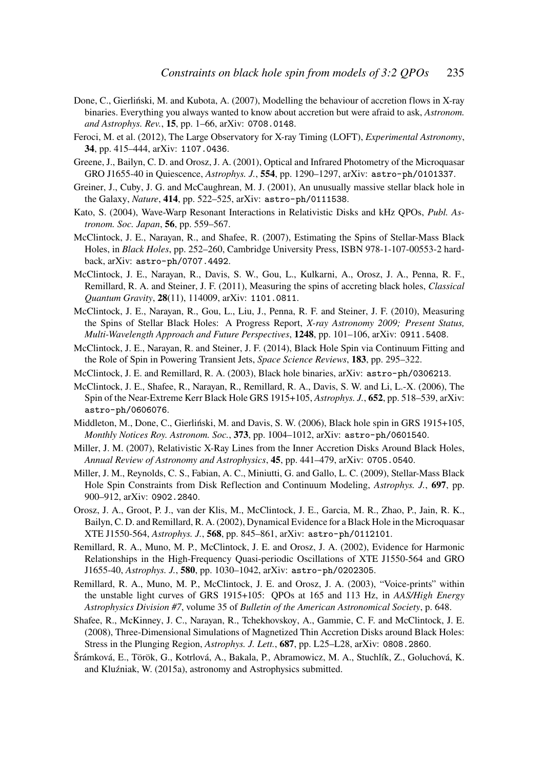Done, C., Gierliński, M. and Kubota, A. (2007), Modelling the behaviour of accretion flows in X-ray binaries. Everything you always wanted to know about accretion but were afraid to ask, *Astronom. and Astrophys. Rev.*, **15**, pp. 1–66, arXiv: 0708.0148.

Feroci, M. et al. (2012), The Large Observatory for X-ray Timing (LOFT), *Experimental Astronomy*, **34**, pp. 415–444, arXiv: 1107.0436.

Greene, J., Bailyn, C. D. and Orosz, J. A. (2001), Optical and Infrared Photometry of the Microquasar GRO J1655-40 in Quiescence, *Astrophys. J.*, **554**, pp. 1290–1297, arXiv: astro-ph/0101337.

Greiner, J., Cuby, J. G. and McCaughrean, M. J. (2001), An unusually massive stellar black hole in the Galaxy, *Nature*, **414**, pp. 522–525, arXiv: astro-ph/0111538.

Kato, S. (2004), Wave-Warp Resonant Interactions in Relativistic Disks and kHz QPOs, *Publ. Astronom. Soc. Japan*, **56**, pp. 559–567.

McClintock, J. E., Narayan, R., and Shafee, R. (2007), Estimating the Spins of Stellar-Mass Black Holes, in *Black Holes*, pp. 252–260, Cambridge University Press, ISBN 978-1-107-00553-2 hardback, arXiv: astro-ph/0707.4492.

McClintock, J. E., Narayan, R., Davis, S. W., Gou, L., Kulkarni, A., Orosz, J. A., Penna, R. F., Remillard, R. A. and Steiner, J. F. (2011), Measuring the spins of accreting black holes, *Classical Quantum Gravity*, **28**(11), 114009, arXiv: 1101.0811.

McClintock, J. E., Narayan, R., Gou, L., Liu, J., Penna, R. F. and Steiner, J. F. (2010), Measuring the Spins of Stellar Black Holes: A Progress Report, *X-ray Astronomy 2009; Present Status, Multi-Wavelength Approach and Future Perspectives*, **1248**, pp. 101–106, arXiv: 0911.5408.

McClintock, J. E., Narayan, R. and Steiner, J. F. (2014), Black Hole Spin via Continuum Fitting and the Role of Spin in Powering Transient Jets, *Space Science Reviews*, **183**, pp. 295–322.

McClintock, J. E. and Remillard, R. A. (2003), Black hole binaries, arXiv: astro-ph/0306213.

McClintock, J. E., Shafee, R., Narayan, R., Remillard, R. A., Davis, S. W. and Li, L.-X. (2006), The Spin of the Near-Extreme Kerr Black Hole GRS 1915+105, *Astrophys. J.*, **652**, pp. 518–539, arXiv: astro-ph/0606076.

Middleton, M., Done, C., Gierliński, M. and Davis, S. W. (2006), Black hole spin in GRS 1915+105, *Monthly Notices Roy. Astronom. Soc.*, **373**, pp. 1004–1012, arXiv: astro-ph/0601540.

Miller, J. M. (2007), Relativistic X-Ray Lines from the Inner Accretion Disks Around Black Holes, *Annual Review of Astronomy and Astrophysics*, **45**, pp. 441–479, arXiv: 0705.0540.

Miller, J. M., Reynolds, C. S., Fabian, A. C., Miniutti, G. and Gallo, L. C. (2009), Stellar-Mass Black Hole Spin Constraints from Disk Reflection and Continuum Modeling, *Astrophys. J.*, **697**, pp. 900–912, arXiv: 0902.2840.

Orosz, J. A., Groot, P. J., van der Klis, M., McClintock, J. E., Garcia, M. R., Zhao, P., Jain, R. K., Bailyn, C. D. and Remillard, R. A. (2002), Dynamical Evidence for a Black Hole in the Microquasar XTE J1550-564, *Astrophys. J.*, **568**, pp. 845–861, arXiv: astro-ph/0112101.

Remillard, R. A., Muno, M. P., McClintock, J. E. and Orosz, J. A. (2002), Evidence for Harmonic Relationships in the High-Frequency Quasi-periodic Oscillations of XTE J1550-564 and GRO J1655-40, *Astrophys. J.*, **580**, pp. 1030–1042, arXiv: astro-ph/0202305.

Remillard, R. A., Muno, M. P., McClintock, J. E. and Orosz, J. A. (2003), "Voice-prints" within the unstable light curves of GRS 1915+105: QPOs at 165 and 113 Hz, in *AAS/High Energy Astrophysics Division #7*, volume 35 of *Bulletin of the American Astronomical Society*, p. 648.

Shafee, R., McKinney, J. C., Narayan, R., Tchekhovskoy, A., Gammie, C. F. and McClintock, J. E. (2008), Three-Dimensional Simulations of Magnetized Thin Accretion Disks around Black Holes: Stress in the Plunging Region, *Astrophys. J. Lett.*, **687**, pp. L25–L28, arXiv: 0808.2860.

Šrámková, E., Török, G., Kotrlová, A., Bakala, P., Abramowicz, M. A., Stuchlík, Z., Goluchová, K. and Kluźniak, W. (2015a), astronomy and Astrophysics submitted.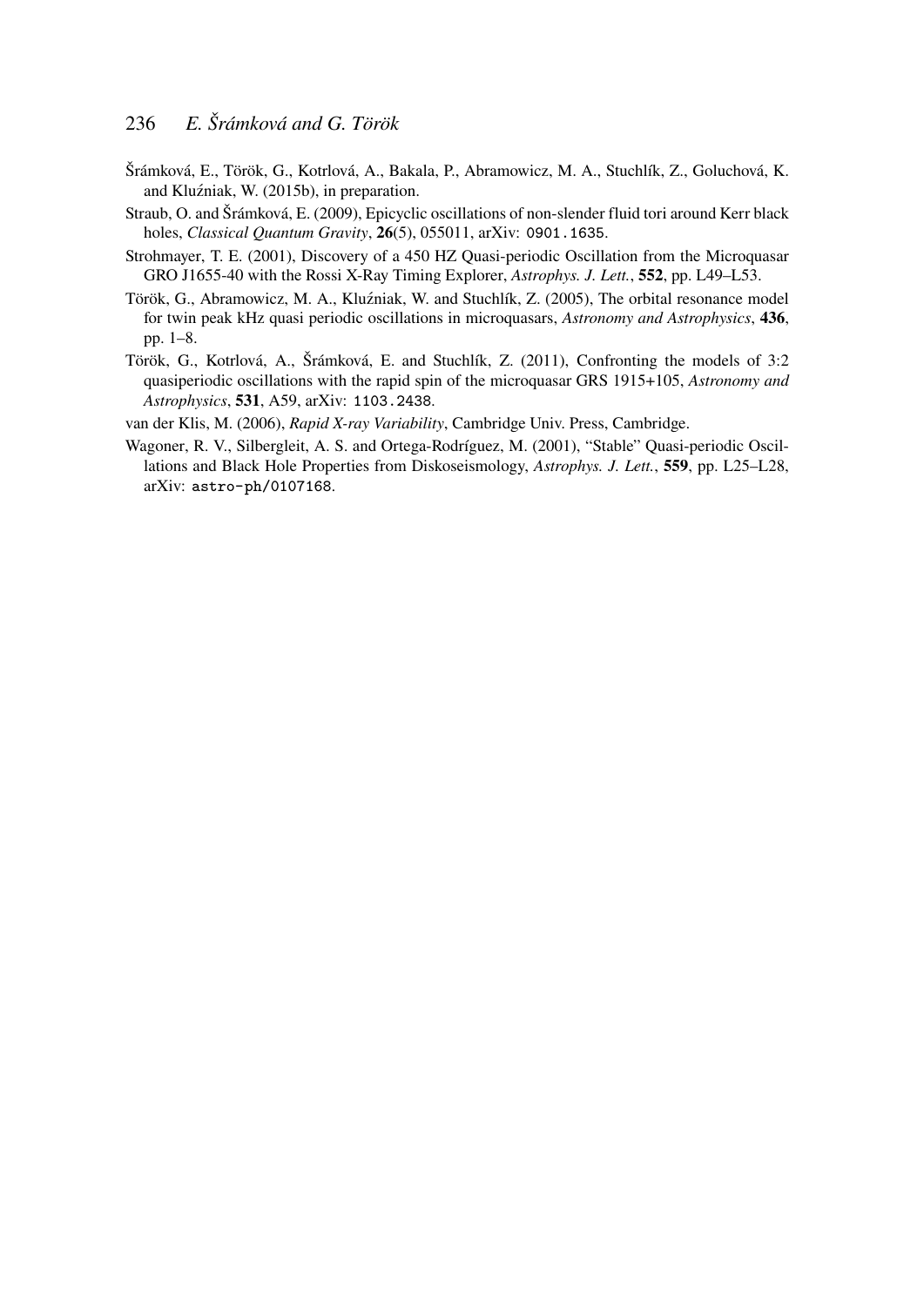Šrámková, E., Török, G., Kotrlová, A., Bakala, P., Abramowicz, M. A., Stuchlík, Z., Goluchová, K. and Kluźniak, W. (2015b), in preparation.

Straub, O. and Šrámková, E. (2009), Epicyclic oscillations of non-slender fluid tori around Kerr black holes, *Classical Quantum Gravity*, **26**(5), 055011, arXiv: 0901.1635.

Strohmayer, T. E. (2001), Discovery of a 450 HZ Quasi-periodic Oscillation from the Microquasar GRO J1655-40 with the Rossi X-Ray Timing Explorer, *Astrophys. J. Lett.*, **552**, pp. L49–L53.

Török, G., Abramowicz, M. A., Kluźniak, W. and Stuchlík, Z. (2005), The orbital resonance model for twin peak kHz quasi periodic oscillations in microquasars, *Astronomy and Astrophysics*, **436**, pp. 1–8.

Török, G., Kotrlová, A., Šrámková, E. and Stuchlík, Z. (2011), Confronting the models of 3:2 quasiperiodic oscillations with the rapid spin of the microquasar GRS 1915+105, *Astronomy and Astrophysics*, **531**, A59, arXiv: 1103.2438.

van der Klis, M. (2006), *Rapid X-ray Variability*, Cambridge Univ. Press, Cambridge.

Wagoner, R. V., Silbergleit, A. S. and Ortega-Rodríguez, M. (2001), "Stable" Quasi-periodic Oscillations and Black Hole Properties from Diskoseismology, *Astrophys. J. Lett.*, **559**, pp. L25–L28, arXiv: astro-ph/0107168.